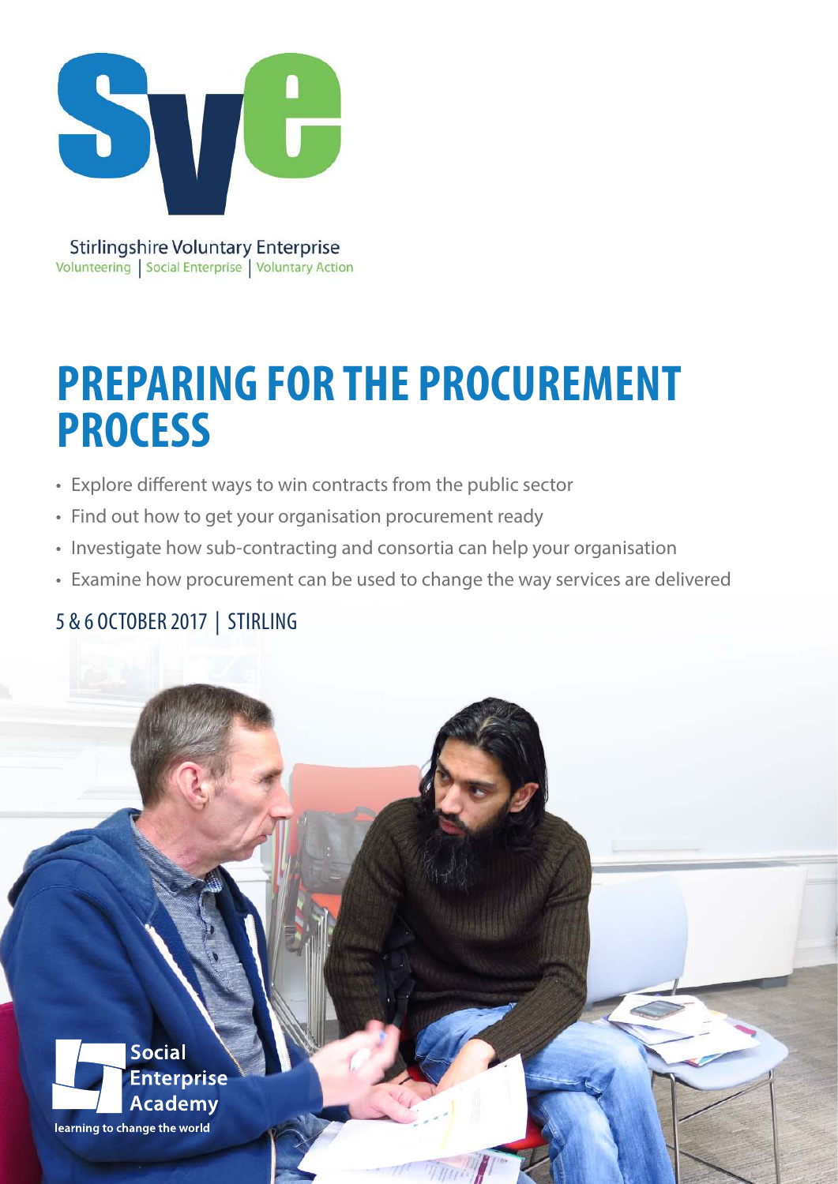Stirlingshire Voluntary Enterprise

Volunteering | Social Enterprise | Voluntary Action

# PREPARING FOR THE PROCUREMENT PROCESS

- Explore different ways to win contracts from the public sector
- Find out how to get your organisation procurement ready
- Investigate how sub-contracting and consortia can help your organisation
- Examine how procurement can be used to change the way services are delivered

5 & 6 OCTOBER 2017 | STIRLING

Social Enterprise Academy

learning to change the world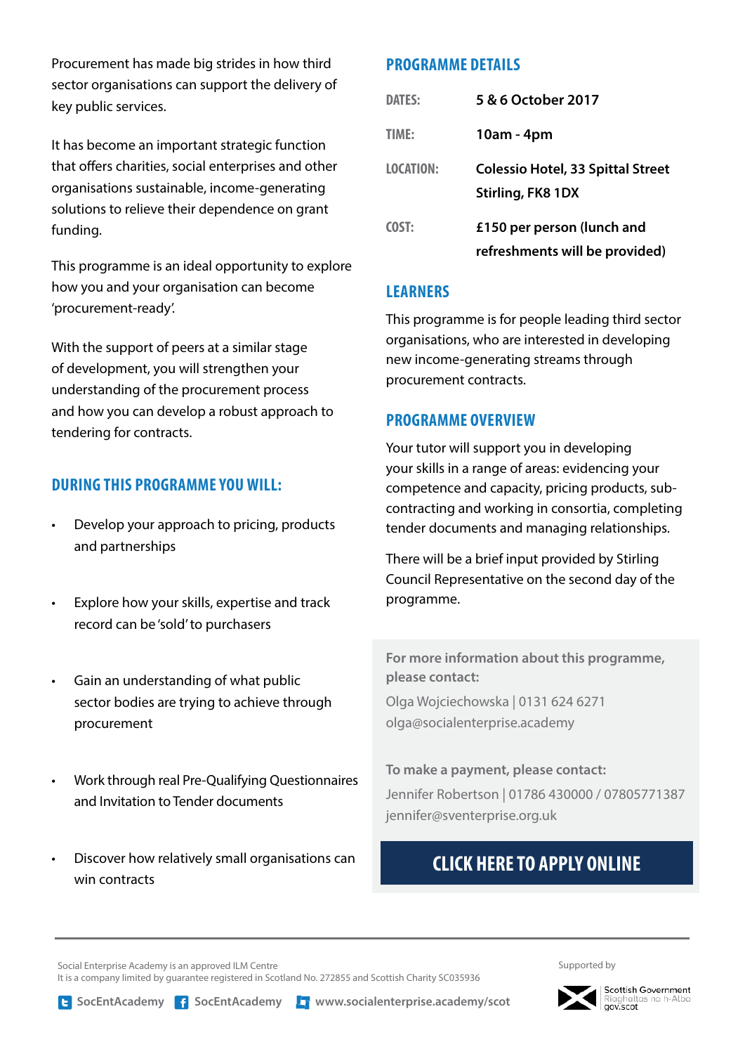Procurement has made big strides in how third sector organisations can support the delivery of key public services.

It has become an important strategic function that offers charities, social enterprises and other organisations sustainable, income-generating solutions to relieve their dependence on grant funding.

This programme is an ideal opportunity to explore how you and your organisation can become 'procurement-ready'.

With the support of peers at a similar stage of development, you will strengthen your understanding of the procurement process and how you can develop a robust approach to tendering for contracts.

## DURING THIS PROGRAMME YOU WILL:

- Develop your approach to pricing, products and partnerships
- Explore how your skills, expertise and track record can be 'sold' to purchasers
- Gain an understanding of what public sector bodies are trying to achieve through procurement
- Work through real Pre-Qualifying Questionnaires and Invitation to Tender documents
- Discover how relatively small organisations can win contracts

## PROGRAMME DETAILS

| | |
|---|---|
| DATES: | 5 & 6 October 2017 |
| TIME: | 10am - 4pm |
| LOCATION: | Colessio Hotel, 33 Spittal Street Stirling, FK8 1DX |
| COST: | £150 per person (lunch and refreshments will be provided) |

## LEARNERS

This programme is for people leading third sector organisations, who are interested in developing new income-generating streams through procurement contracts.

## PROGRAMME OVERVIEW

Your tutor will support you in developing your skills in a range of areas: evidencing your competence and capacity, pricing products, sub-contracting and working in consortia, completing tender documents and managing relationships.

There will be a brief input provided by Stirling Council Representative on the second day of the programme.

**For more information about this programme, please contact:**

Olga Wojciechowska | 0131 624 6271
olga@socialenterprise.academy

**To make a payment, please contact:**

Jennifer Robertson | 01786 430000 / 07805771387
jennifer@sventerprise.org.uk

**CLICK HERE TO APPLY ONLINE**

Social Enterprise Academy is an approved ILM Centre
It is a company limited by guarantee registered in Scotland No. 272855 and Scottish Charity SC035936

SocEntAcademy SocEntAcademy www.socialenterprise.academy/scot

Supported by

Scottish Government
Riaghaltas na h-Alba
gov.scot